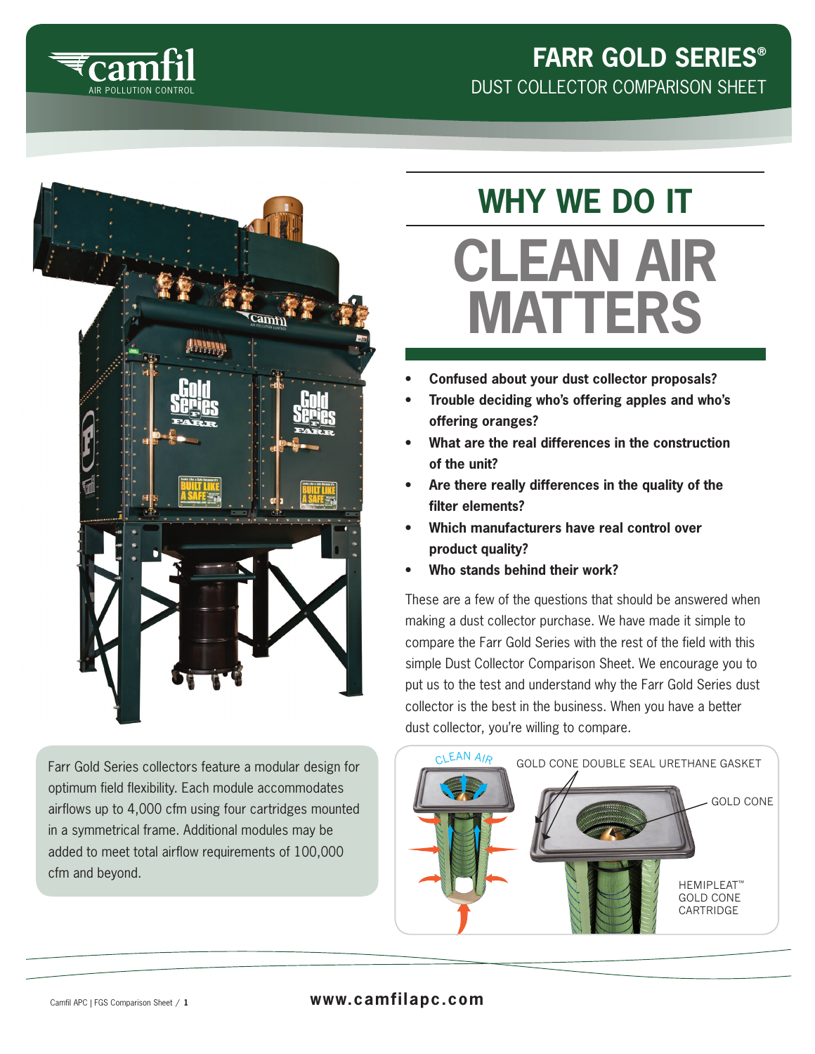# FARR GOLD SERIES®

DUST COLLECTOR COMPARISON SHEET

## WHY WE DO IT

# CLEAN AIR MATTERS

- **Confused about your dust collector proposals?**
- **Trouble deciding who's offering apples and who's offering oranges?**
- **What are the real differences in the construction of the unit?**
- **Are there really differences in the quality of the filter elements?**
- **Which manufacturers have real control over product quality?**
- **Who stands behind their work?**

These are a few of the questions that should be answered when making a dust collector purchase. We have made it simple to compare the Farr Gold Series with the rest of the field with this simple Dust Collector Comparison Sheet. We encourage you to put us to the test and understand why the Farr Gold Series dust collector is the best in the business. When you have a better dust collector, you're willing to compare.

Farr Gold Series collectors feature a modular design for optimum field flexibility. Each module accommodates airflows up to 4,000 cfm using four cartridges mounted in a symmetrical frame. Additional modules may be added to meet total airflow requirements of 100,000 cfm and beyond.

CLEAN AIR

GOLD CONE DOUBLE SEAL URETHANE GASKET

GOLD CONE

HEMIPLEAT™ GOLD CONE CARTRIDGE

**www.camfilapc.com**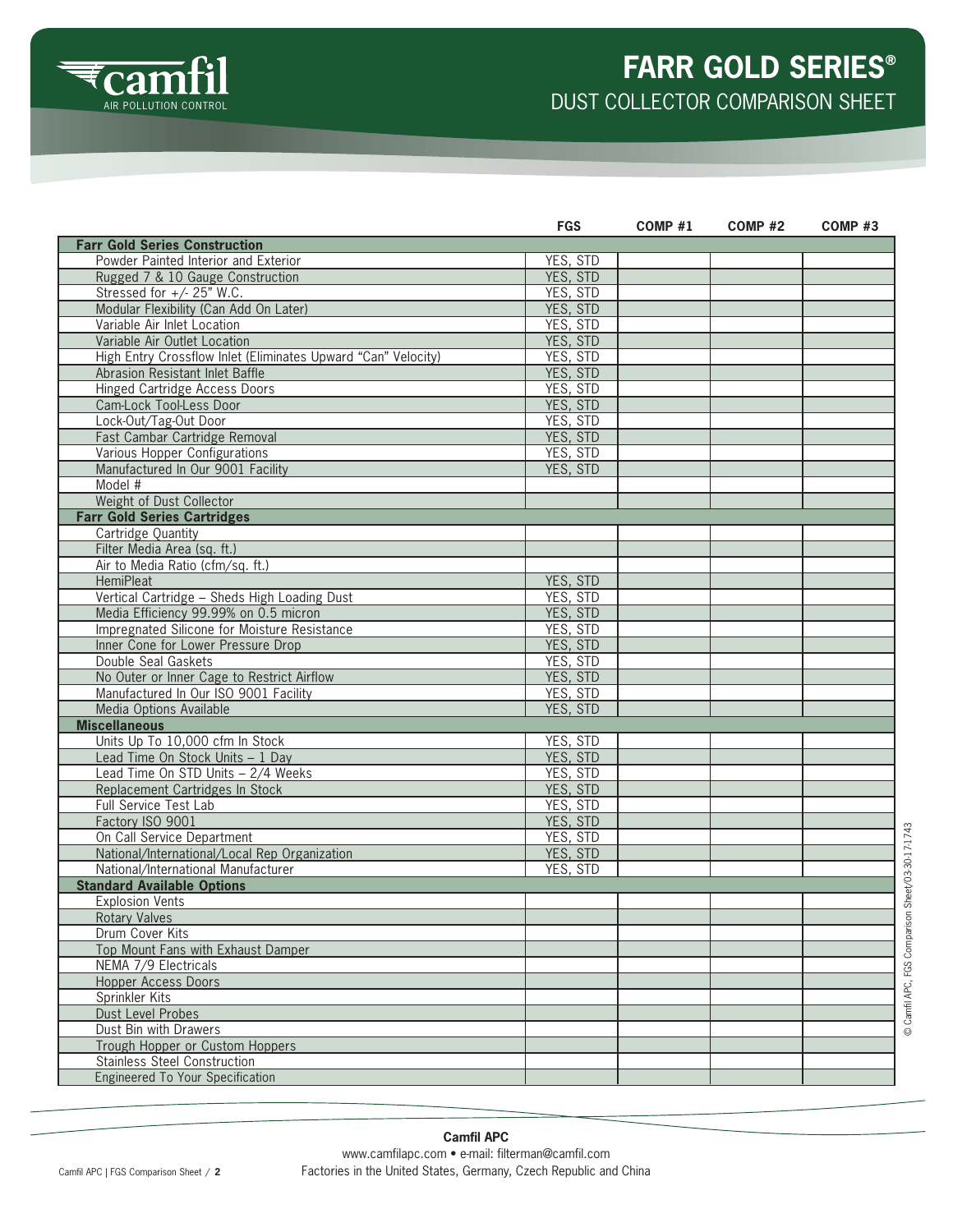# FARR GOLD SERIES®

## DUST COLLECTOR COMPARISON SHEET

| | FGS | COMP #1 | COMP #2 | COMP #3 |
|---|---|---|---|---|
| **Farr Gold Series Construction** | | | | |
| Powder Painted Interior and Exterior | YES, STD | | | |
| Rugged 7 & 10 Gauge Construction | YES, STD | | | |
| Stressed for +/- 25" W.C. | YES, STD | | | |
| Modular Flexibility (Can Add On Later) | YES, STD | | | |
| Variable Air Inlet Location | YES, STD | | | |
| Variable Air Outlet Location | YES, STD | | | |
| High Entry Crossflow Inlet (Eliminates Upward "Can" Velocity) | YES, STD | | | |
| Abrasion Resistant Inlet Baffle | YES, STD | | | |
| Hinged Cartridge Access Doors | YES, STD | | | |
| Cam-Lock Tool-Less Door | YES, STD | | | |
| Lock-Out/Tag-Out Door | YES, STD | | | |
| Fast Cambar Cartridge Removal | YES, STD | | | |
| Various Hopper Configurations | YES, STD | | | |
| Manufactured In Our 9001 Facility | YES, STD | | | |
| Model # | | | | |
| Weight of Dust Collector | | | | |
| **Farr Gold Series Cartridges** | | | | |
| Cartridge Quantity | | | | |
| Filter Media Area (sq. ft.) | | | | |
| Air to Media Ratio (cfm/sq. ft.) | | | | |
| HemiPleat | YES, STD | | | |
| Vertical Cartridge – Sheds High Loading Dust | YES, STD | | | |
| Media Efficiency 99.99% on 0.5 micron | YES, STD | | | |
| Impregnated Silicone for Moisture Resistance | YES, STD | | | |
| Inner Cone for Lower Pressure Drop | YES, STD | | | |
| Double Seal Gaskets | YES, STD | | | |
| No Outer or Inner Cage to Restrict Airflow | YES, STD | | | |
| Manufactured In Our ISO 9001 Facility | YES, STD | | | |
| Media Options Available | YES, STD | | | |
| **Miscellaneous** | | | | |
| Units Up To 10,000 cfm In Stock | YES, STD | | | |
| Lead Time On Stock Units – 1 Day | YES, STD | | | |
| Lead Time On STD Units – 2/4 Weeks | YES, STD | | | |
| Replacement Cartridges In Stock | YES, STD | | | |
| Full Service Test Lab | YES, STD | | | |
| Factory ISO 9001 | YES, STD | | | |
| On Call Service Department | YES, STD | | | |
| National/International/Local Rep Organization | YES, STD | | | |
| National/International Manufacturer | YES, STD | | | |
| **Standard Available Options** | | | | |
| Explosion Vents | | | | |
| Rotary Valves | | | | |
| Drum Cover Kits | | | | |
| Top Mount Fans with Exhaust Damper | | | | |
| NEMA 7/9 Electricals | | | | |
| Hopper Access Doors | | | | |
| Sprinkler Kits | | | | |
| Dust Level Probes | | | | |
| Dust Bin with Drawers | | | | |
| Trough Hopper or Custom Hoppers | | | | |
| Stainless Steel Construction | | | | |
| Engineered To Your Specification | | | | |

© Camfil APC, FGS Comparison Sheet/03-30-17/1743

**Camfil APC**
www.camfilapc.com • e-mail: filterman@camfil.com
Factories in the United States, Germany, Czech Republic and China